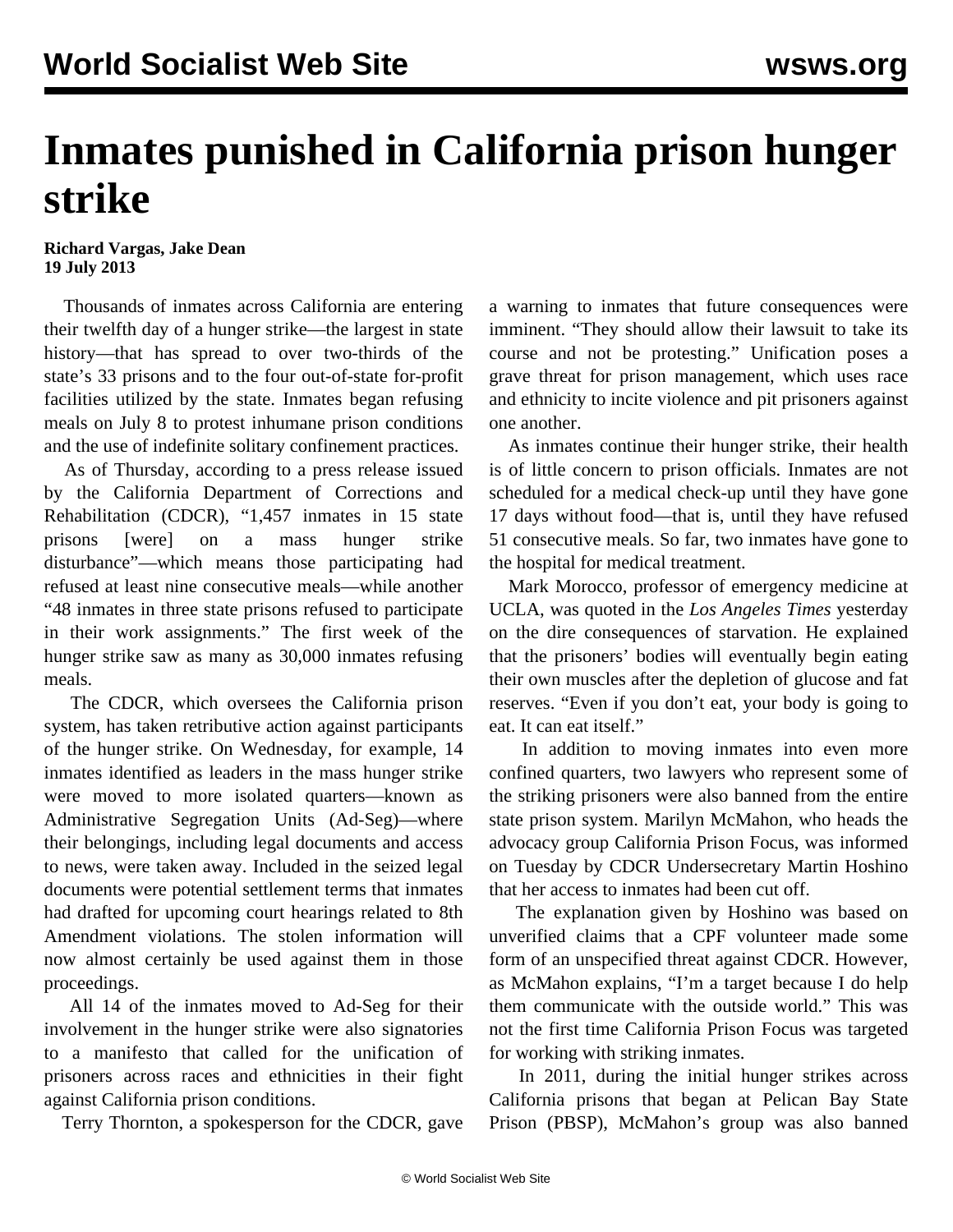# Inmates punished in California prison hunger strike

**Richard Vargas, Jake Dean**
**19 July 2013**

Thousands of inmates across California are entering their twelfth day of a hunger strike—the largest in state history—that has spread to over two-thirds of the state's 33 prisons and to the four out-of-state for-profit facilities utilized by the state. Inmates began refusing meals on July 8 to protest inhumane prison conditions and the use of indefinite solitary confinement practices.

As of Thursday, according to a press release issued by the California Department of Corrections and Rehabilitation (CDCR), "1,457 inmates in 15 state prisons [were] on a mass hunger strike disturbance"—which means those participating had refused at least nine consecutive meals—while another "48 inmates in three state prisons refused to participate in their work assignments." The first week of the hunger strike saw as many as 30,000 inmates refusing meals.

The CDCR, which oversees the California prison system, has taken retributive action against participants of the hunger strike. On Wednesday, for example, 14 inmates identified as leaders in the mass hunger strike were moved to more isolated quarters—known as Administrative Segregation Units (Ad-Seg)—where their belongings, including legal documents and access to news, were taken away. Included in the seized legal documents were potential settlement terms that inmates had drafted for upcoming court hearings related to 8th Amendment violations. The stolen information will now almost certainly be used against them in those proceedings.

All 14 of the inmates moved to Ad-Seg for their involvement in the hunger strike were also signatories to a manifesto that called for the unification of prisoners across races and ethnicities in their fight against California prison conditions.

Terry Thornton, a spokesperson for the CDCR, gave a warning to inmates that future consequences were imminent. "They should allow their lawsuit to take its course and not be protesting." Unification poses a grave threat for prison management, which uses race and ethnicity to incite violence and pit prisoners against one another.

As inmates continue their hunger strike, their health is of little concern to prison officials. Inmates are not scheduled for a medical check-up until they have gone 17 days without food—that is, until they have refused 51 consecutive meals. So far, two inmates have gone to the hospital for medical treatment.

Mark Morocco, professor of emergency medicine at UCLA, was quoted in the *Los Angeles Times* yesterday on the dire consequences of starvation. He explained that the prisoners' bodies will eventually begin eating their own muscles after the depletion of glucose and fat reserves. "Even if you don't eat, your body is going to eat. It can eat itself."

In addition to moving inmates into even more confined quarters, two lawyers who represent some of the striking prisoners were also banned from the entire state prison system. Marilyn McMahon, who heads the advocacy group California Prison Focus, was informed on Tuesday by CDCR Undersecretary Martin Hoshino that her access to inmates had been cut off.

The explanation given by Hoshino was based on unverified claims that a CPF volunteer made some form of an unspecified threat against CDCR. However, as McMahon explains, "I'm a target because I do help them communicate with the outside world." This was not the first time California Prison Focus was targeted for working with striking inmates.

In 2011, during the initial hunger strikes across California prisons that began at Pelican Bay State Prison (PBSP), McMahon's group was also banned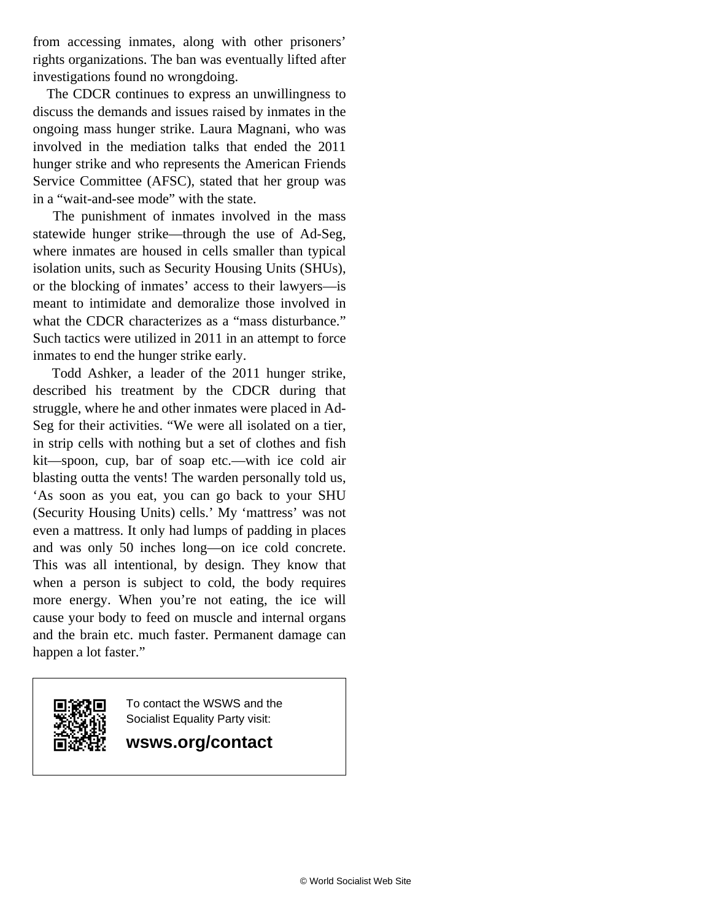from accessing inmates, along with other prisoners' rights organizations. The ban was eventually lifted after investigations found no wrongdoing.

The CDCR continues to express an unwillingness to discuss the demands and issues raised by inmates in the ongoing mass hunger strike. Laura Magnani, who was involved in the mediation talks that ended the 2011 hunger strike and who represents the American Friends Service Committee (AFSC), stated that her group was in a "wait-and-see mode" with the state.

The punishment of inmates involved in the mass statewide hunger strike—through the use of Ad-Seg, where inmates are housed in cells smaller than typical isolation units, such as Security Housing Units (SHUs), or the blocking of inmates' access to their lawyers—is meant to intimidate and demoralize those involved in what the CDCR characterizes as a "mass disturbance." Such tactics were utilized in 2011 in an attempt to force inmates to end the hunger strike early.

Todd Ashker, a leader of the 2011 hunger strike, described his treatment by the CDCR during that struggle, where he and other inmates were placed in Ad-Seg for their activities. "We were all isolated on a tier, in strip cells with nothing but a set of clothes and fish kit—spoon, cup, bar of soap etc.—with ice cold air blasting outta the vents! The warden personally told us, 'As soon as you eat, you can go back to your SHU (Security Housing Units) cells.' My 'mattress' was not even a mattress. It only had lumps of padding in places and was only 50 inches long—on ice cold concrete. This was all intentional, by design. They know that when a person is subject to cold, the body requires more energy. When you're not eating, the ice will cause your body to feed on muscle and internal organs and the brain etc. much faster. Permanent damage can happen a lot faster."

To contact the WSWS and the Socialist Equality Party visit:

**wsws.org/contact**